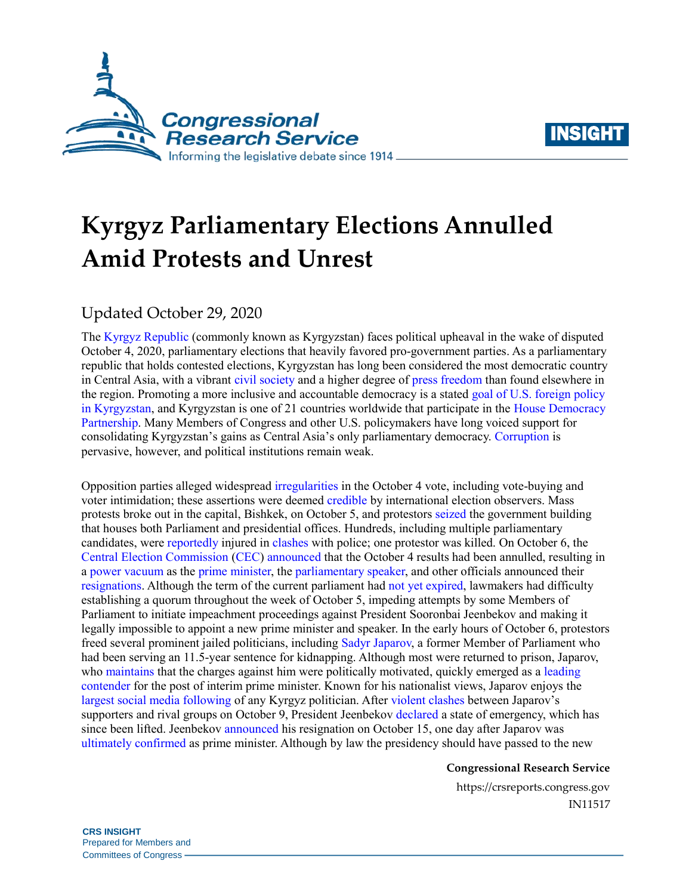# Kyrgyz Parliamentary Elections Annulled Amid Protests and Unrest

Updated October 29, 2020

The Kyrgyz Republic (commonly known as Kyrgyzstan) faces political upheaval in the wake of disputed October 4, 2020, parliamentary elections that heavily favored pro-government parties. As a parliamentary republic that holds contested elections, Kyrgyzstan has long been considered the most democratic country in Central Asia, with a vibrant civil society and a higher degree of press freedom than found elsewhere in the region. Promoting a more inclusive and accountable democracy is a stated goal of U.S. foreign policy in Kyrgyzstan, and Kyrgyzstan is one of 21 countries worldwide that participate in the House Democracy Partnership. Many Members of Congress and other U.S. policymakers have long voiced support for consolidating Kyrgyzstan's gains as Central Asia's only parliamentary democracy. Corruption is pervasive, however, and political institutions remain weak.

Opposition parties alleged widespread irregularities in the October 4 vote, including vote-buying and voter intimidation; these assertions were deemed credible by international election observers. Mass protests broke out in the capital, Bishkek, on October 5, and protestors seized the government building that houses both Parliament and presidential offices. Hundreds, including multiple parliamentary candidates, were reportedly injured in clashes with police; one protestor was killed. On October 6, the Central Election Commission (CEC) announced that the October 4 results had been annulled, resulting in a power vacuum as the prime minister, the parliamentary speaker, and other officials announced their resignations. Although the term of the current parliament had not yet expired, lawmakers had difficulty establishing a quorum throughout the week of October 5, impeding attempts by some Members of Parliament to initiate impeachment proceedings against President Sooronbai Jeenbekov and making it legally impossible to appoint a new prime minister and speaker. In the early hours of October 6, protestors freed several prominent jailed politicians, including Sadyr Japarov, a former Member of Parliament who had been serving an 11.5-year sentence for kidnapping. Although most were returned to prison, Japarov, who maintains that the charges against him were politically motivated, quickly emerged as a leading contender for the post of interim prime minister. Known for his nationalist views, Japarov enjoys the largest social media following of any Kyrgyz politician. After violent clashes between Japarov's supporters and rival groups on October 9, President Jeenbekov declared a state of emergency, which has since been lifted. Jeenbekov announced his resignation on October 15, one day after Japarov was ultimately confirmed as prime minister. Although by law the presidency should have passed to the new

Congressional Research Service
https://crsreports.congress.gov
IN11517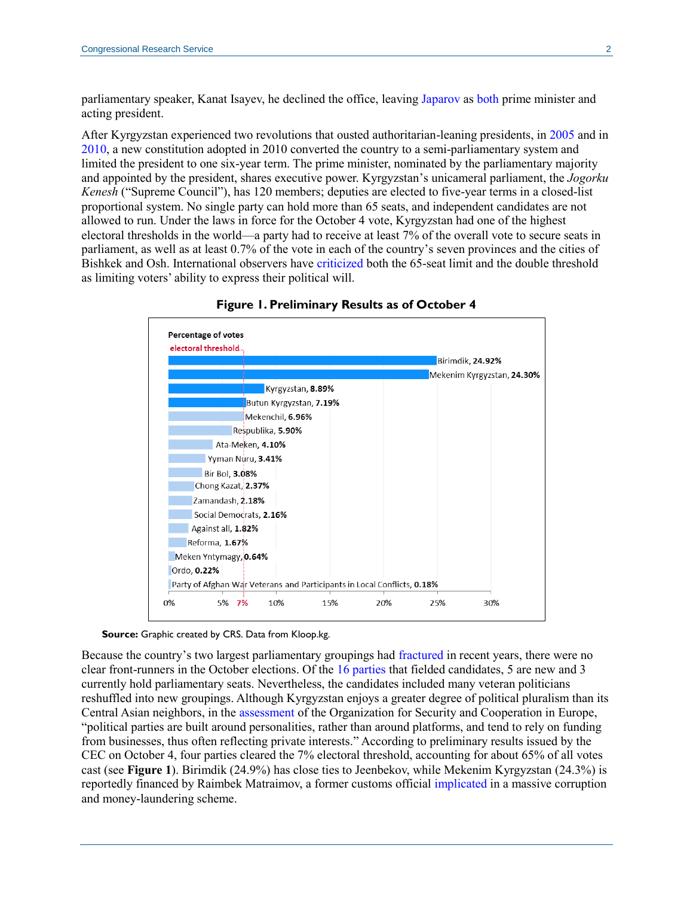parliamentary speaker, Kanat Isayev, he declined the office, leaving Japarov as both prime minister and acting president.

After Kyrgyzstan experienced two revolutions that ousted authoritarian-leaning presidents, in 2005 and in 2010, a new constitution adopted in 2010 converted the country to a semi-parliamentary system and limited the president to one six-year term. The prime minister, nominated by the parliamentary majority and appointed by the president, shares executive power. Kyrgyzstan's unicameral parliament, the *Jogorku Kenesh* ("Supreme Council"), has 120 members; deputies are elected to five-year terms in a closed-list proportional system. No single party can hold more than 65 seats, and independent candidates are not allowed to run. Under the laws in force for the October 4 vote, Kyrgyzstan had one of the highest electoral thresholds in the world—a party had to receive at least 7% of the overall vote to secure seats in parliament, as well as at least 0.7% of the vote in each of the country's seven provinces and the cities of Bishkek and Osh. International observers have criticized both the 65-seat limit and the double threshold as limiting voters' ability to express their political will.

**Figure 1. Preliminary Results as of October 4**

Percentage of votes (electoral threshold: 7%)

| Party | Percentage of votes |
|---|---|
| Birimdik | 24.92% |
| Mekenim Kyrgyzstan | 24.30% |
| Kyrgyzstan | 8.89% |
| Butun Kyrgyzstan | 7.19% |
| Mekenchil | 6.96% |
| Respublika | 5.90% |
| Ata-Meken | 4.10% |
| Yyman Nuru | 3.41% |
| Bir Bol | 3.08% |
| Chong Kazat | 2.37% |
| Zamandash | 2.18% |
| Social Democrats | 2.16% |
| Against all | 1.82% |
| Reforma | 1.67% |
| Meken Yntymagy | 0.64% |
| Ordo | 0.22% |
| Party of Afghan War Veterans and Participants in Local Conflicts | 0.18% |

**Source:** Graphic created by CRS. Data from Kloop.kg.

Because the country's two largest parliamentary groupings had fractured in recent years, there were no clear front-runners in the October elections. Of the 16 parties that fielded candidates, 5 are new and 3 currently hold parliamentary seats. Nevertheless, the candidates included many veteran politicians reshuffled into new groupings. Although Kyrgyzstan enjoys a greater degree of political pluralism than its Central Asian neighbors, in the assessment of the Organization for Security and Cooperation in Europe, "political parties are built around personalities, rather than around platforms, and tend to rely on funding from businesses, thus often reflecting private interests." According to preliminary results issued by the CEC on October 4, four parties cleared the 7% electoral threshold, accounting for about 65% of all votes cast (see **Figure 1**). Birimdik (24.9%) has close ties to Jeenbekov, while Mekenim Kyrgyzstan (24.3%) is reportedly financed by Raimbek Matraimov, a former customs official implicated in a massive corruption and money-laundering scheme.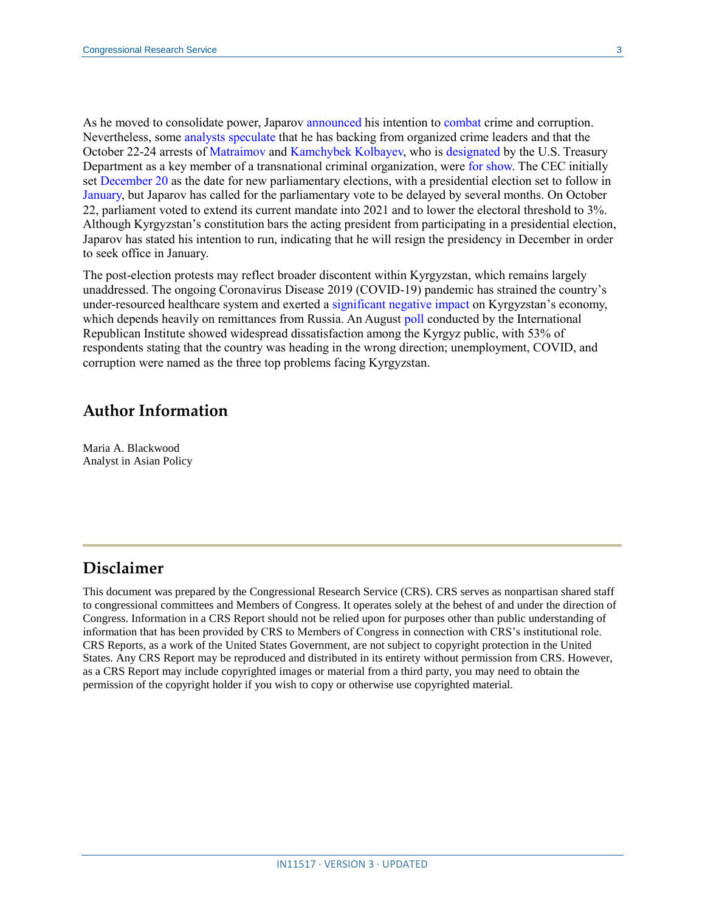As he moved to consolidate power, Japarov announced his intention to combat crime and corruption. Nevertheless, some analysts speculate that he has backing from organized crime leaders and that the October 22-24 arrests of Matraimov and Kamchybek Kolbayev, who is designated by the U.S. Treasury Department as a key member of a transnational criminal organization, were for show. The CEC initially set December 20 as the date for new parliamentary elections, with a presidential election set to follow in January, but Japarov has called for the parliamentary vote to be delayed by several months. On October 22, parliament voted to extend its current mandate into 2021 and to lower the electoral threshold to 3%. Although Kyrgyzstan's constitution bars the acting president from participating in a presidential election, Japarov has stated his intention to run, indicating that he will resign the presidency in December in order to seek office in January.

The post-election protests may reflect broader discontent within Kyrgyzstan, which remains largely unaddressed. The ongoing Coronavirus Disease 2019 (COVID-19) pandemic has strained the country's under-resourced healthcare system and exerted a significant negative impact on Kyrgyzstan's economy, which depends heavily on remittances from Russia. An August poll conducted by the International Republican Institute showed widespread dissatisfaction among the Kyrgyz public, with 53% of respondents stating that the country was heading in the wrong direction; unemployment, COVID, and corruption were named as the three top problems facing Kyrgyzstan.

## Author Information

Maria A. Blackwood
Analyst in Asian Policy

## Disclaimer

This document was prepared by the Congressional Research Service (CRS). CRS serves as nonpartisan shared staff to congressional committees and Members of Congress. It operates solely at the behest of and under the direction of Congress. Information in a CRS Report should not be relied upon for purposes other than public understanding of information that has been provided by CRS to Members of Congress in connection with CRS's institutional role. CRS Reports, as a work of the United States Government, are not subject to copyright protection in the United States. Any CRS Report may be reproduced and distributed in its entirety without permission from CRS. However, as a CRS Report may include copyrighted images or material from a third party, you may need to obtain the permission of the copyright holder if you wish to copy or otherwise use copyrighted material.